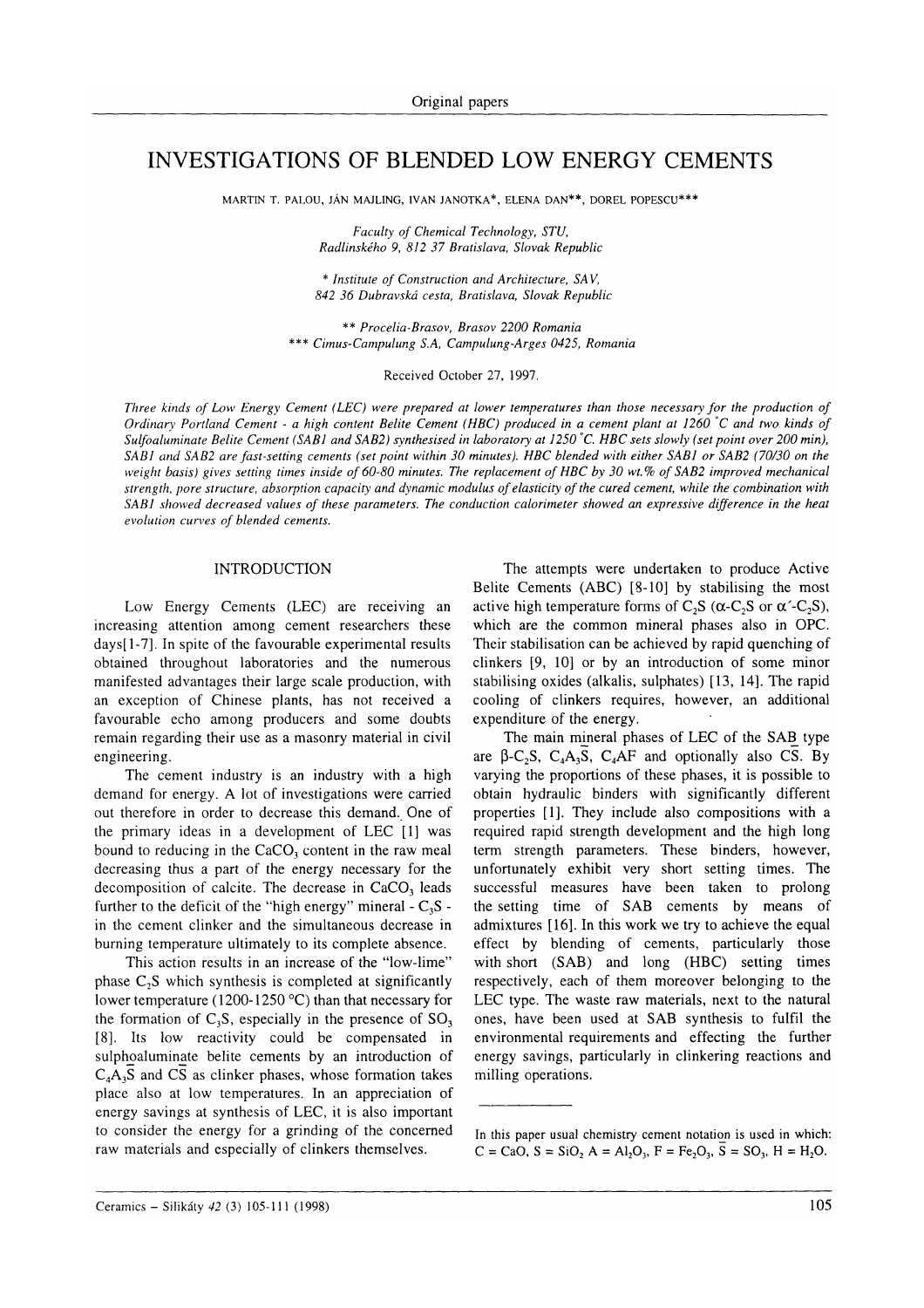Original papers

# INVESTIGATIONS OF BLENDED LOW ENERGY CEMENTS

MARTIN T. PALOU, JÁN MAJLING, IVAN JANOTKA*, ELENA DAN**, DOREL POPESCU***

*Faculty of Chemical Technology, STU, Radlinského 9, 812 37 Bratislava, Slovak Republic*

*\* Institute of Construction and Architecture, SAV, 842 36 Dubravská cesta, Bratislava, Slovak Republic*

*\*\* Procelia-Brasov, Brasov 2200 Romania*

*\*\*\* Cimus-Campulung S.A, Campulung-Arges 0425, Romania*

Received October 27, 1997.

*Three kinds of Low Energy Cement (LEC) were prepared at lower temperatures than those necessary for the production of Ordinary Portland Cement - a high content Belite Cement (HBC) produced in a cement plant at 1260 °C and two kinds of Sulfoaluminate Belite Cement (SAB1 and SAB2) synthesised in laboratory at 1250 °C. HBC sets slowly (set point over 200 min), SAB1 and SAB2 are fast-setting cements (set point within 30 minutes). HBC blended with either SAB1 or SAB2 (70/30 on the weight basis) gives setting times inside of 60-80 minutes. The replacement of HBC by 30 wt.% of SAB2 improved mechanical strength, pore structure, absorption capacity and dynamic modulus of elasticity of the cured cement, while the combination with SAB1 showed decreased values of these parameters. The conduction calorimeter showed an expressive difference in the heat evolution curves of blended cements.*

## INTRODUCTION

Low Energy Cements (LEC) are receiving an increasing attention among cement researchers these days[1-7]. In spite of the favourable experimental results obtained throughout laboratories and the numerous manifested advantages their large scale production, with an exception of Chinese plants, has not received a favourable echo among producers and some doubts remain regarding their use as a masonry material in civil engineering.

The cement industry is an industry with a high demand for energy. A lot of investigations were carried out therefore in order to decrease this demand. One of the primary ideas in a development of LEC [1] was bound to reducing in the $CaCO_3$ content in the raw meal decreasing thus a part of the energy necessary for the decomposition of calcite. The decrease in $CaCO_3$ leads further to the deficit of the "high energy" mineral - $C_3S$ - in the cement clinker and the simultaneous decrease in burning temperature ultimately to its complete absence.

This action results in an increase of the "low-lime" phase $C_2S$ which synthesis is completed at significantly lower temperature (1200-1250 °C) than that necessary for the formation of $C_3S$, especially in the presence of $SO_3$ [8]. Its low reactivity could be compensated in sulphoaluminate belite cements by an introduction of $C_4A_3\bar{S}$ and $C\bar{S}$ as clinker phases, whose formation takes place also at low temperatures. In an appreciation of energy savings at synthesis of LEC, it is also important to consider the energy for a grinding of the concerned raw materials and especially of clinkers themselves.

The attempts were undertaken to produce Active Belite Cements (ABC) [8-10] by stabilising the most active high temperature forms of $C_2S$ ($\alpha$-$C_2S$ or $\alpha'$-$C_2S$), which are the common mineral phases also in OPC. Their stabilisation can be achieved by rapid quenching of clinkers [9, 10] or by an introduction of some minor stabilising oxides (alkalis, sulphates) [13, 14]. The rapid cooling of clinkers requires, however, an additional expenditure of the energy.

The main mineral phases of LEC of the $SA\bar{B}$ type are $\beta$-$C_2S$, $C_4A_3\bar{S}$, $C_4AF$ and optionally also $C\bar{S}$. By varying the proportions of these phases, it is possible to obtain hydraulic binders with significantly different properties [1]. They include also compositions with a required rapid strength development and the high long term strength parameters. These binders, however, unfortunately exhibit very short setting times. The successful measures have been taken to prolong the setting time of SAB cements by means of admixtures [16]. In this work we try to achieve the equal effect by blending of cements, particularly those with short (SAB) and long (HBC) setting times respectively, each of them moreover belonging to the LEC type. The waste raw materials, next to the natural ones, have been used at SAB synthesis to fulfil the environmental requirements and effecting the further energy savings, particularly in clinkering reactions and milling operations.

---

In this paper usual chemistry cement notation is used in which: C = CaO, S = $SiO_2$ A = $Al_2O_3$, F = $Fe_2O_3$, $\bar{S}$ = $SO_3$, H = $H_2O$.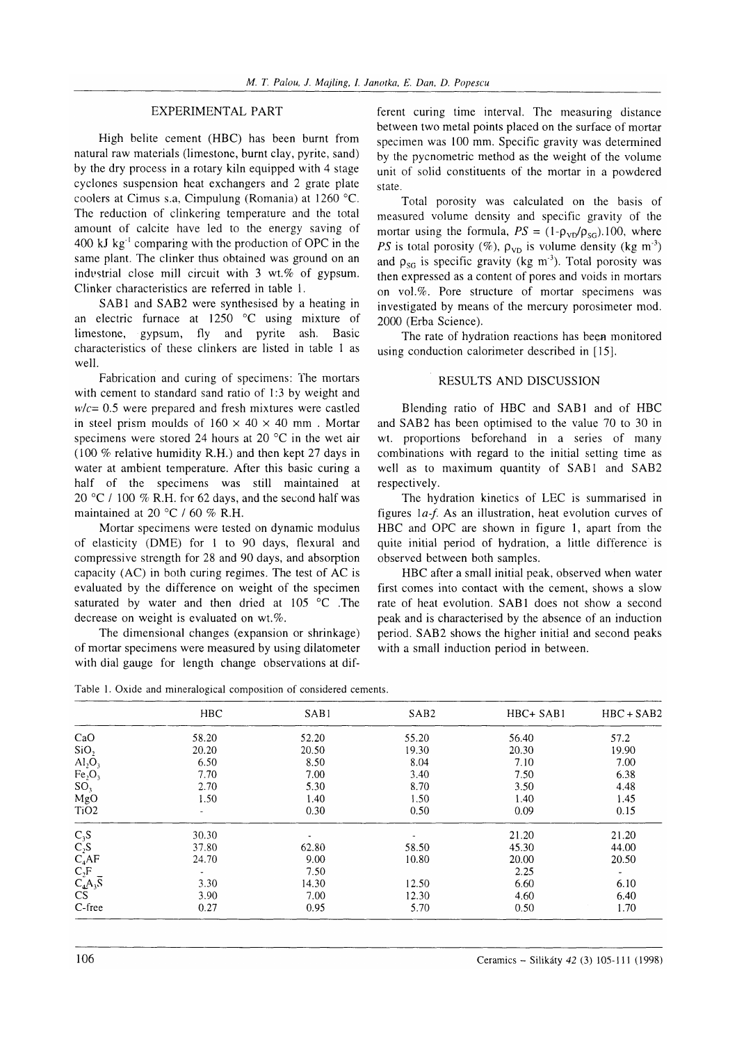## EXPERIMENTAL PART

High belite cement (HBC) has been burnt from natural raw materials (limestone, burnt clay, pyrite, sand) by the dry process in a rotary kiln equipped with 4 stage cyclones suspension heat exchangers and 2 grate plate coolers at Cimus s.a, Cimpulung (Romania) at 1260 °C. The reduction of clinkering temperature and the total amount of calcite have led to the energy saving of 400 kJ $kg^{-1}$ comparing with the production of OPC in the same plant. The clinker thus obtained was ground on an industrial close mill circuit with 3 wt.% of gypsum. Clinker characteristics are referred in table 1.

SAB1 and SAB2 were synthesised by a heating in an electric furnace at 1250 °C using mixture of limestone, gypsum, fly and pyrite ash. Basic characteristics of these clinkers are listed in table 1 as well.

Fabrication and curing of specimens: The mortars with cement to standard sand ratio of 1:3 by weight and $w/c$= 0.5 were prepared and fresh mixtures were castled in steel prism moulds of 160 × 40 × 40 mm . Mortar specimens were stored 24 hours at 20 °C in the wet air (100 % relative humidity R.H.) and then kept 27 days in water at ambient temperature. After this basic curing a half of the specimens was still maintained at 20 °C / 100 % R.H. for 62 days, and the second half was maintained at 20 °C / 60 % R.H.

Mortar specimens were tested on dynamic modulus of elasticity (DME) for 1 to 90 days, flexural and compressive strength for 28 and 90 days, and absorption capacity (AC) in both curing regimes. The test of AC is evaluated by the difference on weight of the specimen saturated by water and then dried at 105 °C .The decrease on weight is evaluated on wt.%.

The dimensional changes (expansion or shrinkage) of mortar specimens were measured by using dilatometer with dial gauge for length change observations at different curing time interval. The measuring distance between two metal points placed on the surface of mortar specimen was 100 mm. Specific gravity was determined by the pycnometric method as the weight of the volume unit of solid constituents of the mortar in a powdered state.

Total porosity was calculated on the basis of measured volume density and specific gravity of the mortar using the formula, $PS = (1-\rho_{VD}/\rho_{SG}).100$, where $PS$ is total porosity (%), $\rho_{VD}$ is volume density (kg $m^{-3}$) and $\rho_{SG}$ is specific gravity (kg $m^{-3}$). Total porosity was then expressed as a content of pores and voids in mortars on vol.%. Pore structure of mortar specimens was investigated by means of the mercury porosimeter mod. 2000 (Erba Science).

The rate of hydration reactions has been monitored using conduction calorimeter described in [15].

## RESULTS AND DISCUSSION

Blending ratio of HBC and SAB1 and of HBC and SAB2 has been optimised to the value 70 to 30 in wt. proportions beforehand in a series of many combinations with regard to the initial setting time as well as to maximum quantity of SAB1 and SAB2 respectively.

The hydration kinetics of LEC is summarised in figures 1*a-f*. As an illustration, heat evolution curves of HBC and OPC are shown in figure 1, apart from the quite initial period of hydration, a little difference is observed between both samples.

HBC after a small initial peak, observed when water first comes into contact with the cement, shows a slow rate of heat evolution. SAB1 does not show a second peak and is characterised by the absence of an induction period. SAB2 shows the higher initial and second peaks with a small induction period in between.

Table 1. Oxide and mineralogical composition of considered cements.

| | HBC | SAB1 | SAB2 | HBC+ SAB1 | HBC + SAB2 |
|---|---|---|---|---|---|
| CaO | 58.20 | 52.20 | 55.20 | 56.40 | 57.2 |
| $SiO_2$ | 20.20 | 20.50 | 19.30 | 20.30 | 19.90 |
| $Al_2O_3$ | 6.50 | 8.50 | 8.04 | 7.10 | 7.00 |
| $Fe_2O_3$ | 7.70 | 7.00 | 3.40 | 7.50 | 6.38 |
| $SO_3$ | 2.70 | 5.30 | 8.70 | 3.50 | 4.48 |
| MgO | 1.50 | 1.40 | 1.50 | 1.40 | 1.45 |
| TiO2 | - | 0.30 | 0.50 | 0.09 | 0.15 |
| $C_3S$ | 30.30 | - | - | 21.20 | 21.20 |
| $C_2S$ | 37.80 | 62.80 | 58.50 | 45.30 | 44.00 |
| $C_4AF$ | 24.70 | 9.00 | 10.80 | 20.00 | 20.50 |
| $C_2F$ | - | 7.50 | | 2.25 | - |
| $C_4A_3\bar{S}$ | 3.30 | 14.30 | 12.50 | 6.60 | 6.10 |
| $C\bar{S}$ | 3.90 | 7.00 | 12.30 | 4.60 | 6.40 |
| C-free | 0.27 | 0.95 | 5.70 | 0.50 | 1.70 |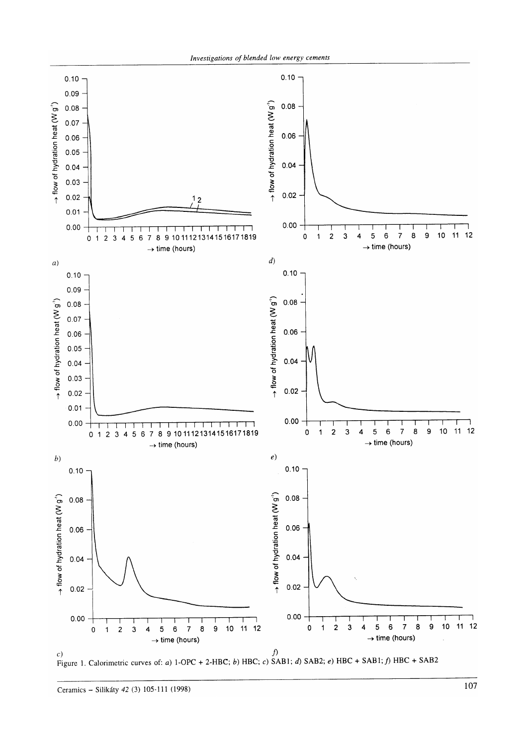Figure 1. Calorimetric curves of: *a)* 1-OPC + 2-HBC; *b)* HBC; *c)* SAB1; *d)* SAB2; *e)* HBC + SAB1; *f)* HBC + SAB2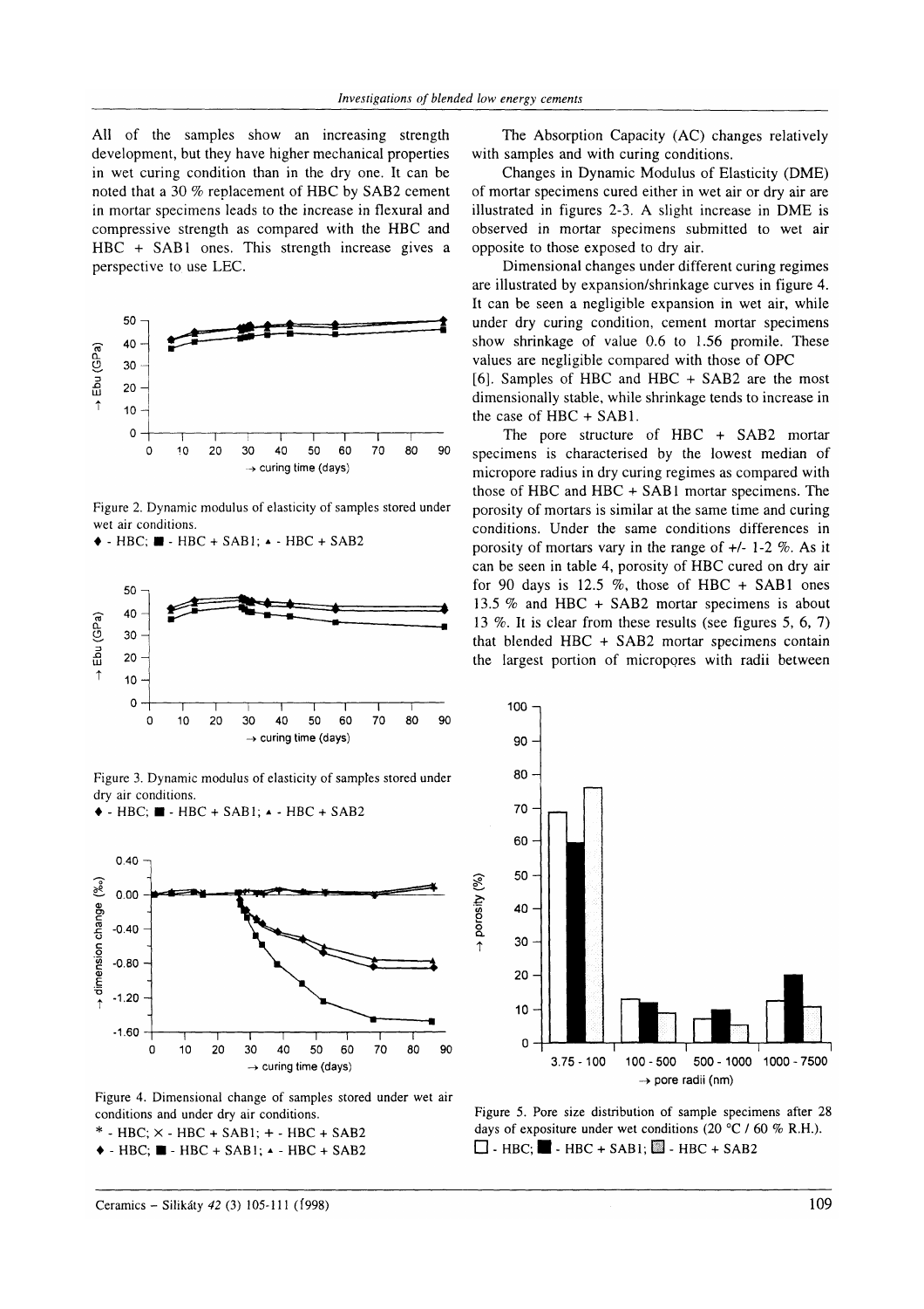All of the samples show an increasing strength development, but they have higher mechanical properties in wet curing condition than in the dry one. It can be noted that a 30 % replacement of HBC by SAB2 cement in mortar specimens leads to the increase in flexural and compressive strength as compared with the HBC and HBC + SAB1 ones. This strength increase gives a perspective to use LEC.

Figure 2. Dynamic modulus of elasticity of samples stored under wet air conditions.
♦ - HBC; ■ - HBC + SAB1; ▲ - HBC + SAB2

Figure 3. Dynamic modulus of elasticity of samples stored under dry air conditions.
♦ - HBC; ■ - HBC + SAB1; ▲ - HBC + SAB2

Figure 4. Dimensional change of samples stored under wet air conditions and under dry air conditions.
* - HBC; × - HBC + SAB1; + - HBC + SAB2
♦ - HBC; ■ - HBC + SAB1; ▲ - HBC + SAB2

The Absorption Capacity (AC) changes relatively with samples and with curing conditions.

Changes in Dynamic Modulus of Elasticity (DME) of mortar specimens cured either in wet air or dry air are illustrated in figures 2-3. A slight increase in DME is observed in mortar specimens submitted to wet air opposite to those exposed to dry air.

Dimensional changes under different curing regimes are illustrated by expansion/shrinkage curves in figure 4. It can be seen a negligible expansion in wet air, while under dry curing condition, cement mortar specimens show shrinkage of value 0.6 to 1.56 promile. These values are negligible compared with those of OPC [6]. Samples of HBC and HBC + SAB2 are the most dimensionally stable, while shrinkage tends to increase in the case of HBC + SAB1.

The pore structure of HBC + SAB2 mortar specimens is characterised by the lowest median of micropore radius in dry curing regimes as compared with those of HBC and HBC + SAB1 mortar specimens. The porosity of mortars is similar at the same time and curing conditions. Under the same conditions differences in porosity of mortars vary in the range of +/- 1-2 %. As it can be seen in table 4, porosity of HBC cured on dry air for 90 days is 12.5 %, those of HBC + SAB1 ones 13.5 % and HBC + SAB2 mortar specimens is about 13 %. It is clear from these results (see figures 5, 6, 7) that blended HBC + SAB2 mortar specimens contain the largest portion of micropores with radii between

Figure 5. Pore size distribution of sample specimens after 28 days of expositure under wet conditions (20 °C / 60 % R.H.).
□ - HBC; ■ - HBC + SAB1; ▨ - HBC + SAB2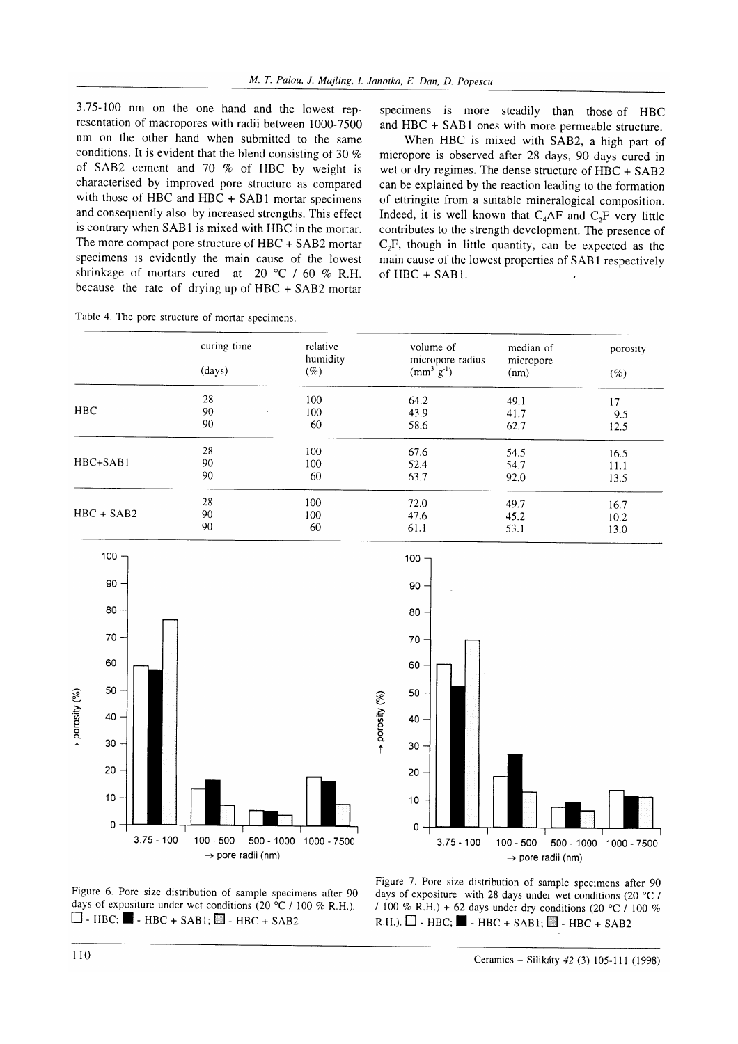3.75-100 nm on the one hand and the lowest representation of macropores with radii between 1000-7500 nm on the other hand when submitted to the same conditions. It is evident that the blend consisting of 30 % of SAB2 cement and 70 % of HBC by weight is characterised by improved pore structure as compared with those of HBC and HBC + SAB1 mortar specimens and consequently also by increased strengths. This effect is contrary when SAB1 is mixed with HBC in the mortar. The more compact pore structure of HBC + SAB2 mortar specimens is evidently the main cause of the lowest shrinkage of mortars cured at 20 °C / 60 % R.H. because the rate of drying up of HBC + SAB2 mortar specimens is more steadily than those of HBC and HBC + SAB1 ones with more permeable structure.

When HBC is mixed with SAB2, a high part of micropore is observed after 28 days, 90 days cured in wet or dry regimes. The dense structure of HBC + SAB2 can be explained by the reaction leading to the formation of ettringite from a suitable mineralogical composition. Indeed, it is well known that $C_4AF$ and $C_2F$ very little contributes to the strength development. The presence of $C_2F$, though in little quantity, can be expected as the main cause of the lowest properties of SAB1 respectively of HBC + SAB1.

Table 4. The pore structure of mortar specimens.

| | curing time (days) | relative humidity (%) | volume of micropore radius ($mm^3\,g^{-1}$) | median of micropore (nm) | porosity (%) |
|---|---|---|---|---|---|
| HBC | 28 | 100 | 64.2 | 49.1 | 17 |
| | 90 | 100 | 43.9 | 41.7 | 9.5 |
| | 90 | 60 | 58.6 | 62.7 | 12.5 |
| HBC+SAB1 | 28 | 100 | 67.6 | 54.5 | 16.5 |
| | 90 | 100 | 52.4 | 54.7 | 11.1 |
| | 90 | 60 | 63.7 | 92.0 | 13.5 |
| HBC + SAB2 | 28 | 100 | 72.0 | 49.7 | 16.7 |
| | 90 | 100 | 47.6 | 45.2 | 10.2 |
| | 90 | 60 | 61.1 | 53.1 | 13.0 |

Figure 6. Pore size distribution of sample specimens after 90 days of expositure under wet conditions (20 °C / 100 % R.H.). □ - HBC; ■ - HBC + SAB1; ▨ - HBC + SAB2

Figure 7. Pore size distribution of sample specimens after 90 days of expositure with 28 days under wet conditions (20 °C / / 100 % R.H.) + 62 days under dry conditions (20 °C / 100 % R.H.). □ - HBC; ■ - HBC + SAB1; ▨ - HBC + SAB2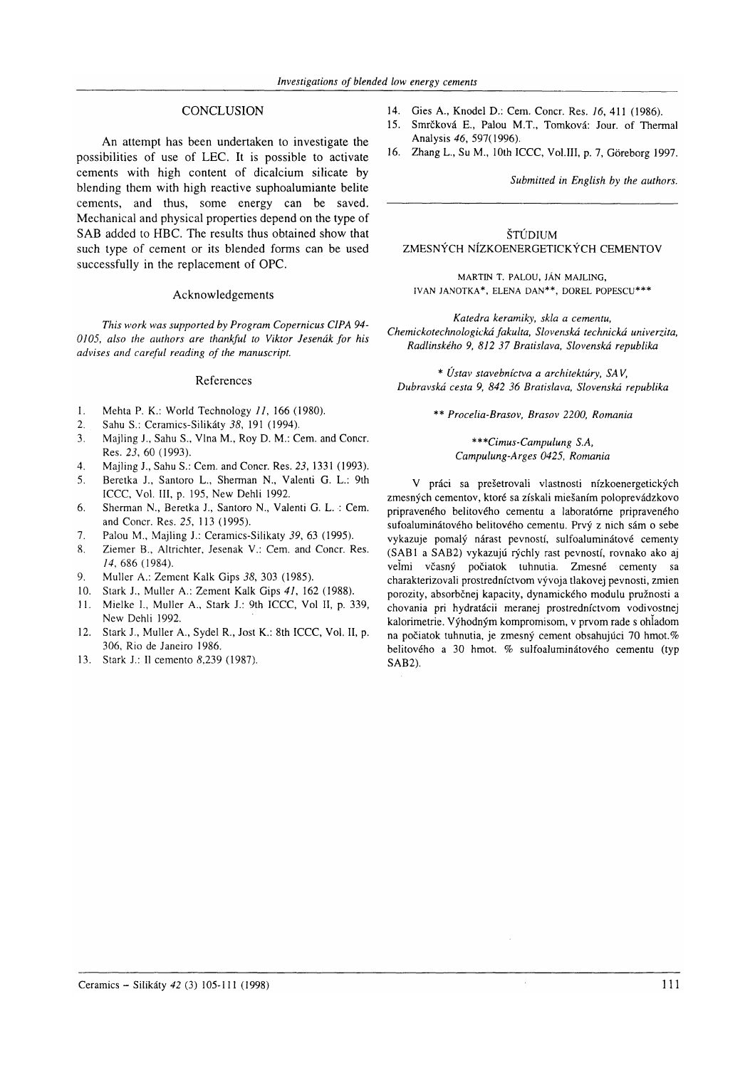## CONCLUSION

An attempt has been undertaken to investigate the possibilities of use of LEC. It is possible to activate cements with high content of dicalcium silicate by blending them with high reactive suphoalumiante belite cements, and thus, some energy can be saved. Mechanical and physical properties depend on the type of SAB added to HBC. The results thus obtained show that such type of cement or its blended forms can be used successfully in the replacement of OPC.

### Acknowledgements

*This work was supported by Program Copernicus CIPA 94-0105, also the authors are thankful to Viktor Jesenák for his advises and careful reading of the manuscript.*

### References

1. Mehta P. K.: World Technology *11*, 166 (1980).
2. Sahu S.: Ceramics-Silikáty *38*, 191 (1994).
3. Majling J., Sahu S., Vlna M., Roy D. M.: Cem. and Concr. Res. *23*, 60 (1993).
4. Majling J., Sahu S.: Cem. and Concr. Res. *23*, 1331 (1993).
5. Beretka J., Santoro L., Sherman N., Valenti G. L.: 9th ICCC, Vol. III, p. 195, New Dehli 1992.
6. Sherman N., Beretka J., Santoro N., Valenti G. L. : Cem. and Concr. Res. *25*, 113 (1995).
7. Palou M., Majling J.: Ceramics-Silikaty *39*, 63 (1995).
8. Ziemer B., Altrichter, Jesenak V.: Cem. and Concr. Res. *14*, 686 (1984).
9. Muller A.: Zement Kalk Gips *38*, 303 (1985).
10. Stark J., Muller A.: Zement Kalk Gips *41*, 162 (1988).
11. Mielke I., Muller A., Stark J.: 9th ICCC, Vol II, p. 339, New Dehli 1992.
12. Stark J., Muller A., Sydel R., Jost K.: 8th ICCC, Vol. II, p. 306, Rio de Janeiro 1986.
13. Stark J.: Il cemento *8*,239 (1987).
14. Gies A., Knodel D.: Cem. Concr. Res. *16*, 411 (1986).
15. Smrčková E., Palou M.T., Tomková: Jour. of Thermal Analysis *46*, 597(1996).
16. Zhang L., Su M., 10th ICCC, Vol.III, p. 7, Göreborg 1997.

*Submitted in English by the authors.*

## ŠTÚDIUM ZMESNÝCH NÍZKOENERGETICKÝCH CEMENTOV

MARTIN T. PALOU, JÁN MAJLING, IVAN JANOTKA*, ELENA DAN**, DOREL POPESCU***

*Katedra keramiky, skla a cementu, Chemickotechnologická fakulta, Slovenská technická univerzita, Radlinského 9, 812 37 Bratislava, Slovenská republika*

*\* Ústav stavebníctva a architektúry, SAV, Dubravská cesta 9, 842 36 Bratislava, Slovenská republika*

*\*\* Procelia-Brasov, Brasov 2200, Romania*

*\*\*\*Cimus-Campulung S.A, Campulung-Arges 0425, Romania*

V práci sa prešetrovali vlastnosti nízkoenergetických zmesných cementov, ktoré sa získali miešaním poloprevádzkovo pripraveného belitového cementu a laboratórne pripraveného sufoaluminátového belitového cementu. Prvý z nich sám o sebe vykazuje pomalý nárast pevností, sulfoaluminátové cementy (SAB1 a SAB2) vykazujú rýchly rast pevností, rovnako ako aj veľmi včasný počiatok tuhnutia. Zmesné cementy sa charakterizovali prostredníctvom vývoja tlakovej pevnosti, zmien porozity, absorbčnej kapacity, dynamického modulu pružnosti a chovania pri hydratácii meranej prostredníctvom vodivostnej kalorimetrie. Výhodným kompromisom, v prvom rade s ohľadom na počiatok tuhnutia, je zmesný cement obsahujúci 70 hmot.% belitového a 30 hmot. % sulfoaluminátového cementu (typ SAB2).